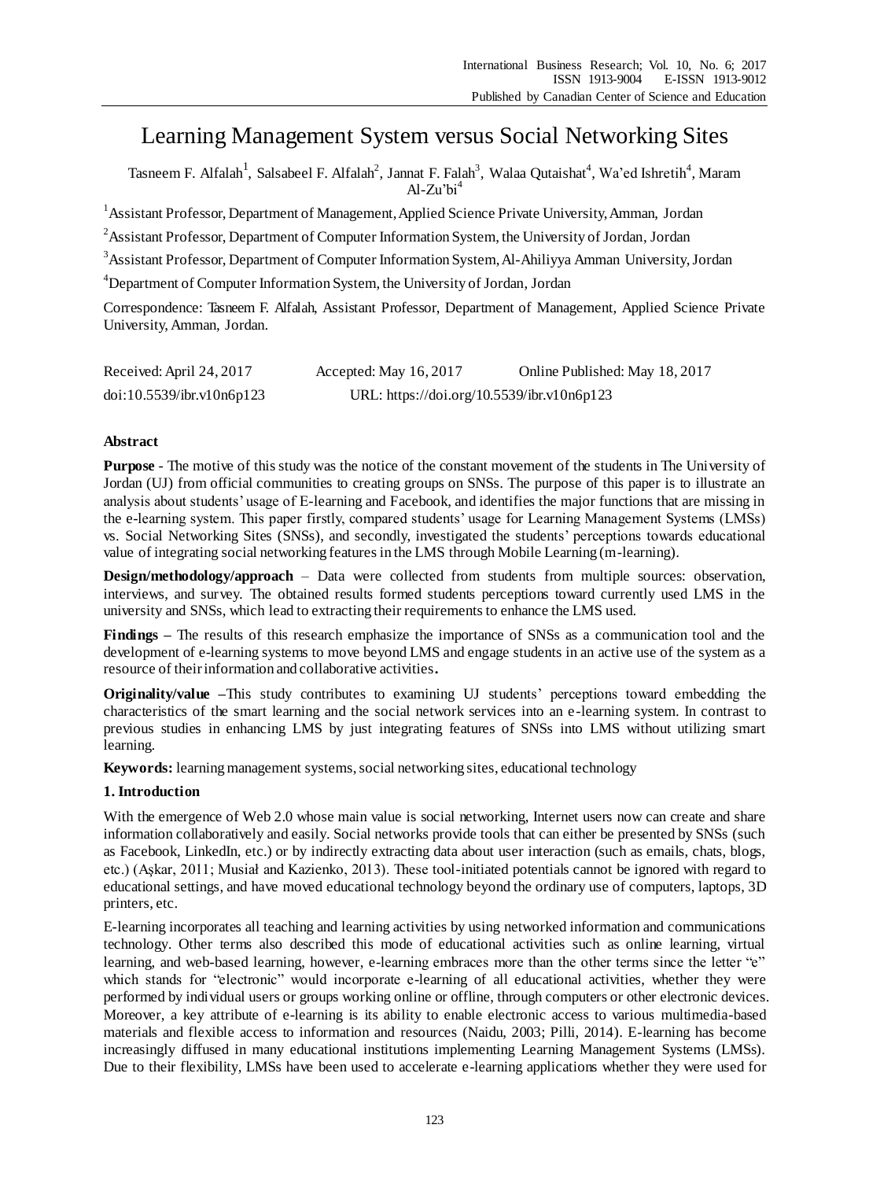# Learning Management System versus Social Networking Sites

Tasneem F. Alfalah[1], Salsabeel F. Alfalah[2], Jannat F. Falah[3], Walaa Qutaishat[4], Wa'ed Ishretih[4], Maram Al-Zu'bi[4]

[1]Assistant Professor, Department of Management, Applied Science Private University, Amman, Jordan

[2]Assistant Professor, Department of Computer Information System, the University of Jordan, Jordan

[3]Assistant Professor, Department of Computer Information System, Al-Ahiliyya Amman University, Jordan

[4]Department of Computer Information System, the University of Jordan, Jordan

Correspondence: Tasneem F. Alfalah, Assistant Professor, Department of Management, Applied Science Private University, Amman, Jordan.

| Received: April 24, 2017 | Accepted: May 16, 2017 | Online Published: May 18, 2017 |
|---|---|---|
| doi:10.5539/ibr.v10n6p123 | URL: https://doi.org/10.5539/ibr.v10n6p123 | |

## Abstract

**Purpose** - The motive of this study was the notice of the constant movement of the students in The University of Jordan (UJ) from official communities to creating groups on SNSs. The purpose of this paper is to illustrate an analysis about students' usage of E-learning and Facebook, and identifies the major functions that are missing in the e-learning system. This paper firstly, compared students' usage for Learning Management Systems (LMSs) vs. Social Networking Sites (SNSs), and secondly, investigated the students' perceptions towards educational value of integrating social networking features in the LMS through Mobile Learning (m-learning).

**Design/methodology/approach** – Data were collected from students from multiple sources: observation, interviews, and survey. The obtained results formed students perceptions toward currently used LMS in the university and SNSs, which lead to extracting their requirements to enhance the LMS used.

**Findings –** The results of this research emphasize the importance of SNSs as a communication tool and the development of e-learning systems to move beyond LMS and engage students in an active use of the system as a resource of their information and collaborative activities**.**

**Originality/value –**This study contributes to examining UJ students' perceptions toward embedding the characteristics of the smart learning and the social network services into an e-learning system. In contrast to previous studies in enhancing LMS by just integrating features of SNSs into LMS without utilizing smart learning.

**Keywords:** learning management systems, social networking sites, educational technology

## 1. Introduction

With the emergence of Web 2.0 whose main value is social networking, Internet users now can create and share information collaboratively and easily. Social networks provide tools that can either be presented by SNSs (such as Facebook, LinkedIn, etc.) or by indirectly extracting data about user interaction (such as emails, chats, blogs, etc.) (Aşkar, 2011; Musiał and Kazienko, 2013). These tool-initiated potentials cannot be ignored with regard to educational settings, and have moved educational technology beyond the ordinary use of computers, laptops, 3D printers, etc.

E-learning incorporates all teaching and learning activities by using networked information and communications technology. Other terms also described this mode of educational activities such as online learning, virtual learning, and web-based learning, however, e-learning embraces more than the other terms since the letter "e" which stands for "electronic" would incorporate e-learning of all educational activities, whether they were performed by individual users or groups working online or offline, through computers or other electronic devices. Moreover, a key attribute of e-learning is its ability to enable electronic access to various multimedia-based materials and flexible access to information and resources (Naidu, 2003; Pilli, 2014). E-learning has become increasingly diffused in many educational institutions implementing Learning Management Systems (LMSs). Due to their flexibility, LMSs have been used to accelerate e-learning applications whether they were used for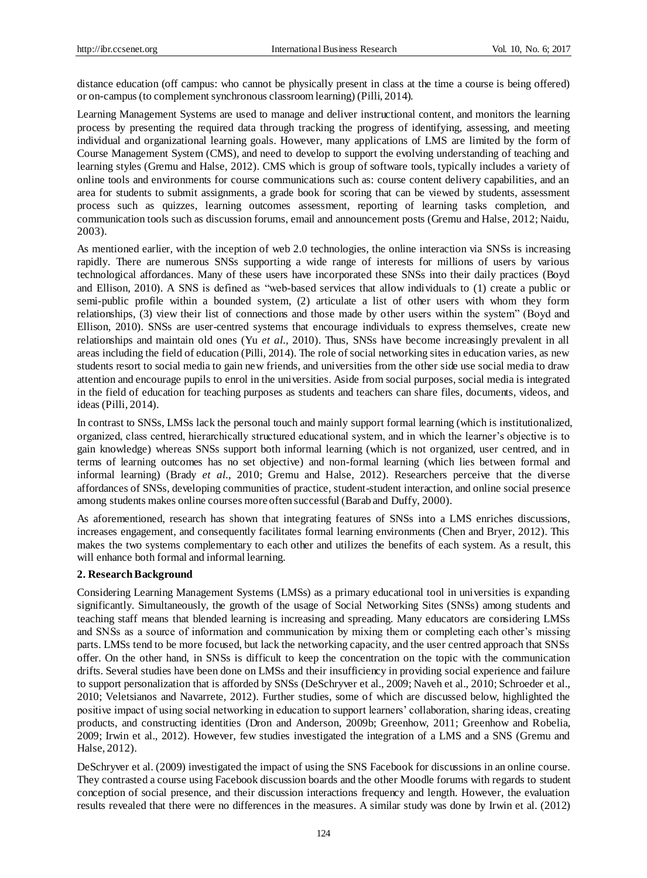distance education (off campus: who cannot be physically present in class at the time a course is being offered) or on-campus (to complement synchronous classroom learning) (Pilli, 2014).

Learning Management Systems are used to manage and deliver instructional content, and monitors the learning process by presenting the required data through tracking the progress of identifying, assessing, and meeting individual and organizational learning goals. However, many applications of LMS are limited by the form of Course Management System (CMS), and need to develop to support the evolving understanding of teaching and learning styles (Gremu and Halse, 2012). CMS which is group of software tools, typically includes a variety of online tools and environments for course communications such as: course content delivery capabilities, and an area for students to submit assignments, a grade book for scoring that can be viewed by students, assessment process such as quizzes, learning outcomes assessment, reporting of learning tasks completion, and communication tools such as discussion forums, email and announcement posts (Gremu and Halse, 2012; Naidu, 2003).

As mentioned earlier, with the inception of web 2.0 technologies, the online interaction via SNSs is increasing rapidly. There are numerous SNSs supporting a wide range of interests for millions of users by various technological affordances. Many of these users have incorporated these SNSs into their daily practices (Boyd and Ellison, 2010). A SNS is defined as "web-based services that allow individuals to (1) create a public or semi-public profile within a bounded system, (2) articulate a list of other users with whom they form relationships, (3) view their list of connections and those made by other users within the system" (Boyd and Ellison, 2010). SNSs are user-centred systems that encourage individuals to express themselves, create new relationships and maintain old ones (Yu *et al.*, 2010). Thus, SNSs have become increasingly prevalent in all areas including the field of education (Pilli, 2014). The role of social networking sites in education varies, as new students resort to social media to gain new friends, and universities from the other side use social media to draw attention and encourage pupils to enrol in the universities. Aside from social purposes, social media is integrated in the field of education for teaching purposes as students and teachers can share files, documents, videos, and ideas (Pilli, 2014).

In contrast to SNSs, LMSs lack the personal touch and mainly support formal learning (which is institutionalized, organized, class centred, hierarchically structured educational system, and in which the learner's objective is to gain knowledge) whereas SNSs support both informal learning (which is not organized, user centred, and in terms of learning outcomes has no set objective) and non-formal learning (which lies between formal and informal learning) (Brady *et al.*, 2010; Gremu and Halse, 2012). Researchers perceive that the diverse affordances of SNSs, developing communities of practice, student-student interaction, and online social presence among students makes online courses more often successful (Barab and Duffy, 2000).

As aforementioned, research has shown that integrating features of SNSs into a LMS enriches discussions, increases engagement, and consequently facilitates formal learning environments (Chen and Bryer, 2012). This makes the two systems complementary to each other and utilizes the benefits of each system. As a result, this will enhance both formal and informal learning.

## 2. Research Background

Considering Learning Management Systems (LMSs) as a primary educational tool in universities is expanding significantly. Simultaneously, the growth of the usage of Social Networking Sites (SNSs) among students and teaching staff means that blended learning is increasing and spreading. Many educators are considering LMSs and SNSs as a source of information and communication by mixing them or completing each other's missing parts. LMSs tend to be more focused, but lack the networking capacity, and the user centred approach that SNSs offer. On the other hand, in SNSs is difficult to keep the concentration on the topic with the communication drifts. Several studies have been done on LMSs and their insufficiency in providing social experience and failure to support personalization that is afforded by SNSs (DeSchryver et al., 2009; Naveh et al., 2010; Schroeder et al., 2010; Veletsianos and Navarrete, 2012). Further studies, some of which are discussed below, highlighted the positive impact of using social networking in education to support learners' collaboration, sharing ideas, creating products, and constructing identities (Dron and Anderson, 2009b; Greenhow, 2011; Greenhow and Robelia, 2009; Irwin et al., 2012). However, few studies investigated the integration of a LMS and a SNS (Gremu and Halse, 2012).

DeSchryver et al. (2009) investigated the impact of using the SNS Facebook for discussions in an online course. They contrasted a course using Facebook discussion boards and the other Moodle forums with regards to student conception of social presence, and their discussion interactions frequency and length. However, the evaluation results revealed that there were no differences in the measures. A similar study was done by Irwin et al. (2012)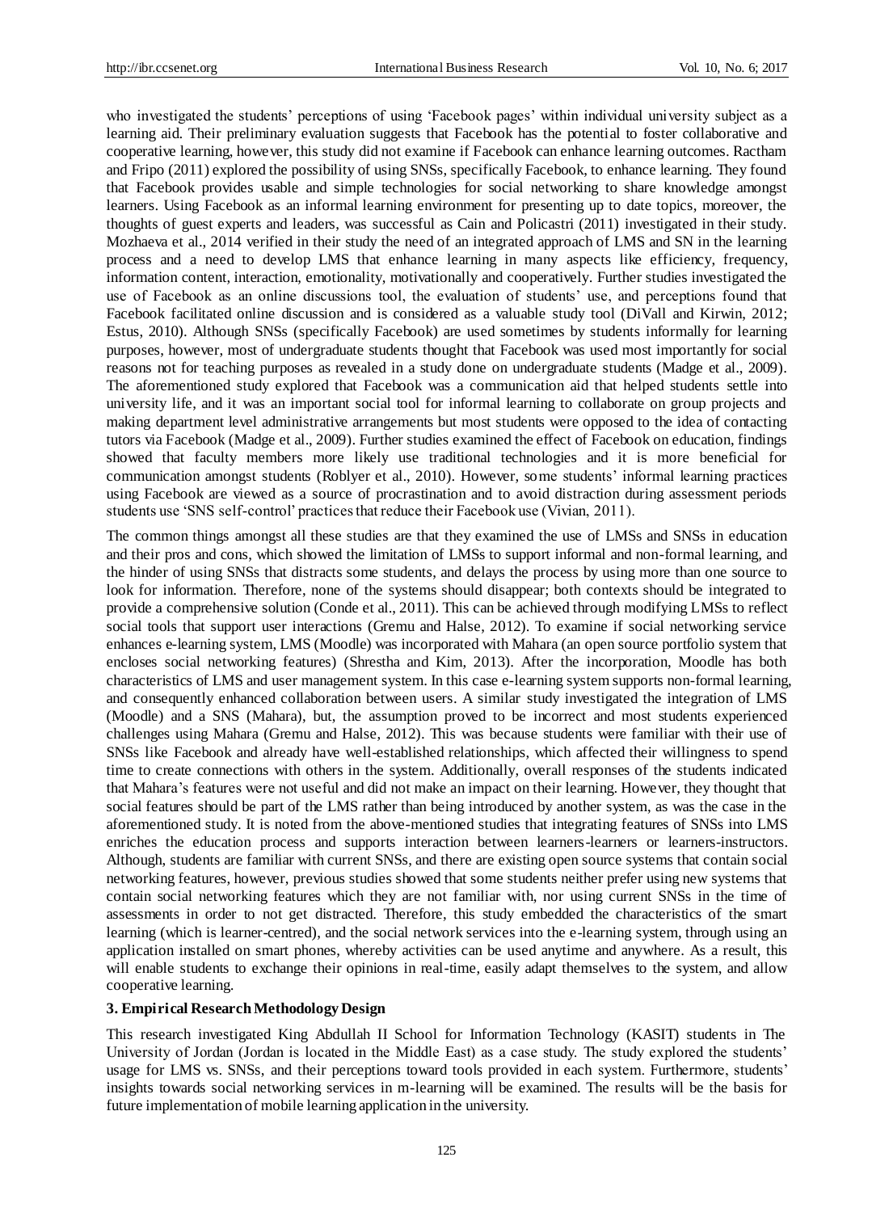who investigated the students' perceptions of using 'Facebook pages' within individual university subject as a learning aid. Their preliminary evaluation suggests that Facebook has the potential to foster collaborative and cooperative learning, however, this study did not examine if Facebook can enhance learning outcomes. Ractham and Fripo (2011) explored the possibility of using SNSs, specifically Facebook, to enhance learning. They found that Facebook provides usable and simple technologies for social networking to share knowledge amongst learners. Using Facebook as an informal learning environment for presenting up to date topics, moreover, the thoughts of guest experts and leaders, was successful as Cain and Policastri (2011) investigated in their study. Mozhaeva et al., 2014 verified in their study the need of an integrated approach of LMS and SN in the learning process and a need to develop LMS that enhance learning in many aspects like efficiency, frequency, information content, interaction, emotionality, motivationally and cooperatively. Further studies investigated the use of Facebook as an online discussions tool, the evaluation of students' use, and perceptions found that Facebook facilitated online discussion and is considered as a valuable study tool (DiVall and Kirwin, 2012; Estus, 2010). Although SNSs (specifically Facebook) are used sometimes by students informally for learning purposes, however, most of undergraduate students thought that Facebook was used most importantly for social reasons not for teaching purposes as revealed in a study done on undergraduate students (Madge et al., 2009). The aforementioned study explored that Facebook was a communication aid that helped students settle into university life, and it was an important social tool for informal learning to collaborate on group projects and making department level administrative arrangements but most students were opposed to the idea of contacting tutors via Facebook (Madge et al., 2009). Further studies examined the effect of Facebook on education, findings showed that faculty members more likely use traditional technologies and it is more beneficial for communication amongst students (Roblyer et al., 2010). However, some students' informal learning practices using Facebook are viewed as a source of procrastination and to avoid distraction during assessment periods students use 'SNS self-control' practices that reduce their Facebook use (Vivian, 2011).

The common things amongst all these studies are that they examined the use of LMSs and SNSs in education and their pros and cons, which showed the limitation of LMSs to support informal and non-formal learning, and the hinder of using SNSs that distracts some students, and delays the process by using more than one source to look for information. Therefore, none of the systems should disappear; both contexts should be integrated to provide a comprehensive solution (Conde et al., 2011). This can be achieved through modifying LMSs to reflect social tools that support user interactions (Gremu and Halse, 2012). To examine if social networking service enhances e-learning system, LMS (Moodle) was incorporated with Mahara (an open source portfolio system that encloses social networking features) (Shrestha and Kim, 2013). After the incorporation, Moodle has both characteristics of LMS and user management system. In this case e-learning system supports non-formal learning, and consequently enhanced collaboration between users. A similar study investigated the integration of LMS (Moodle) and a SNS (Mahara), but, the assumption proved to be incorrect and most students experienced challenges using Mahara (Gremu and Halse, 2012). This was because students were familiar with their use of SNSs like Facebook and already have well-established relationships, which affected their willingness to spend time to create connections with others in the system. Additionally, overall responses of the students indicated that Mahara's features were not useful and did not make an impact on their learning. However, they thought that social features should be part of the LMS rather than being introduced by another system, as was the case in the aforementioned study. It is noted from the above-mentioned studies that integrating features of SNSs into LMS enriches the education process and supports interaction between learners-learners or learners-instructors. Although, students are familiar with current SNSs, and there are existing open source systems that contain social networking features, however, previous studies showed that some students neither prefer using new systems that contain social networking features which they are not familiar with, nor using current SNSs in the time of assessments in order to not get distracted. Therefore, this study embedded the characteristics of the smart learning (which is learner-centred), and the social network services into the e-learning system, through using an application installed on smart phones, whereby activities can be used anytime and anywhere. As a result, this will enable students to exchange their opinions in real-time, easily adapt themselves to the system, and allow cooperative learning.

## 3. Empirical Research Methodology Design

This research investigated King Abdullah II School for Information Technology (KASIT) students in The University of Jordan (Jordan is located in the Middle East) as a case study. The study explored the students' usage for LMS vs. SNSs, and their perceptions toward tools provided in each system. Furthermore, students' insights towards social networking services in m-learning will be examined. The results will be the basis for future implementation of mobile learning application in the university.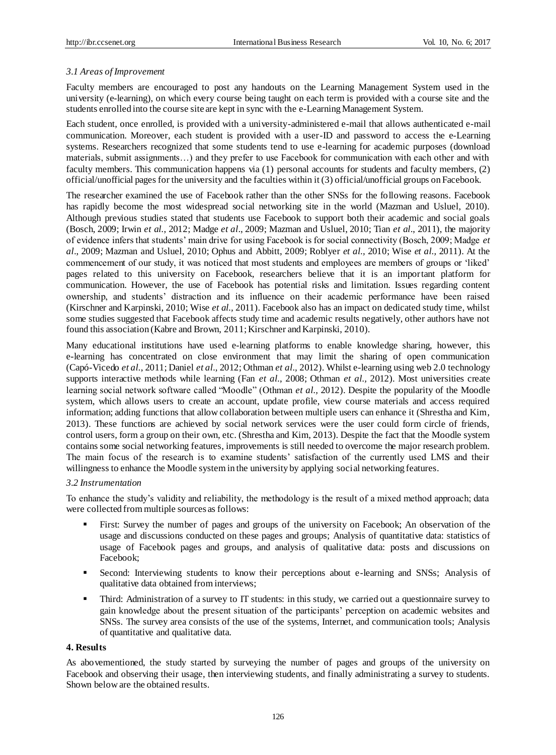### *3.1 Areas of Improvement*

Faculty members are encouraged to post any handouts on the Learning Management System used in the university (e-learning), on which every course being taught on each term is provided with a course site and the students enrolled into the course site are kept in sync with the e-Learning Management System.

Each student, once enrolled, is provided with a university-administered e-mail that allows authenticated e-mail communication. Moreover, each student is provided with a user-ID and password to access the e-Learning systems. Researchers recognized that some students tend to use e-learning for academic purposes (download materials, submit assignments…) and they prefer to use Facebook for communication with each other and with faculty members. This communication happens via (1) personal accounts for students and faculty members, (2) official/unofficial pages for the university and the faculties within it (3) official/unofficial groups on Facebook.

The researcher examined the use of Facebook rather than the other SNSs for the following reasons. Facebook has rapidly become the most widespread social networking site in the world (Mazman and Usluel, 2010). Although previous studies stated that students use Facebook to support both their academic and social goals (Bosch, 2009; Irwin *et al.*, 2012; Madge *et al*., 2009; Mazman and Usluel, 2010; Tian *et al*., 2011), the majority of evidence infers that students' main drive for using Facebook is for social connectivity (Bosch, 2009; Madge *et al*., 2009; Mazman and Usluel, 2010; Ophus and Abbitt, 2009; Roblyer *et al.*, 2010; Wise *et al.*, 2011). At the commencement of our study, it was noticed that most students and employees are members of groups or 'liked' pages related to this university on Facebook, researchers believe that it is an important platform for communication. However, the use of Facebook has potential risks and limitation. Issues regarding content ownership, and students' distraction and its influence on their academic performance have been raised (Kirschner and Karpinski, 2010; Wise *et al.*, 2011). Facebook also has an impact on dedicated study time, whilst some studies suggested that Facebook affects study time and academic results negatively, other authors have not found this association (Kabre and Brown, 2011; Kirschner and Karpinski, 2010).

Many educational institutions have used e-learning platforms to enable knowledge sharing, however, this e-learning has concentrated on close environment that may limit the sharing of open communication (Capó-Vicedo *et al.*, 2011; Daniel *et al*., 2012; Othman *et al*., 2012). Whilst e-learning using web 2.0 technology supports interactive methods while learning (Fan *et al*., 2008; Othman *et al*., 2012). Most universities create learning social network software called "Moodle" (Othman *et al*., 2012). Despite the popularity of the Moodle system, which allows users to create an account, update profile, view course materials and access required information; adding functions that allow collaboration between multiple users can enhance it (Shrestha and Kim, 2013). These functions are achieved by social network services were the user could form circle of friends, control users, form a group on their own, etc. (Shrestha and Kim, 2013). Despite the fact that the Moodle system contains some social networking features, improvements is still needed to overcome the major research problem. The main focus of the research is to examine students' satisfaction of the currently used LMS and their willingness to enhance the Moodle system in the university by applying social networking features.

### *3.2 Instrumentation*

To enhance the study's validity and reliability, the methodology is the result of a mixed method approach; data were collected from multiple sources as follows:

- First: Survey the number of pages and groups of the university on Facebook; An observation of the usage and discussions conducted on these pages and groups; Analysis of quantitative data: statistics of usage of Facebook pages and groups, and analysis of qualitative data: posts and discussions on Facebook;
- Second: Interviewing students to know their perceptions about e-learning and SNSs; Analysis of qualitative data obtained from interviews;
- Third: Administration of a survey to IT students: in this study, we carried out a questionnaire survey to gain knowledge about the present situation of the participants' perception on academic websites and SNSs. The survey area consists of the use of the systems, Internet, and communication tools; Analysis of quantitative and qualitative data.

## **4. Results**

As abovementioned, the study started by surveying the number of pages and groups of the university on Facebook and observing their usage, then interviewing students, and finally administrating a survey to students. Shown below are the obtained results.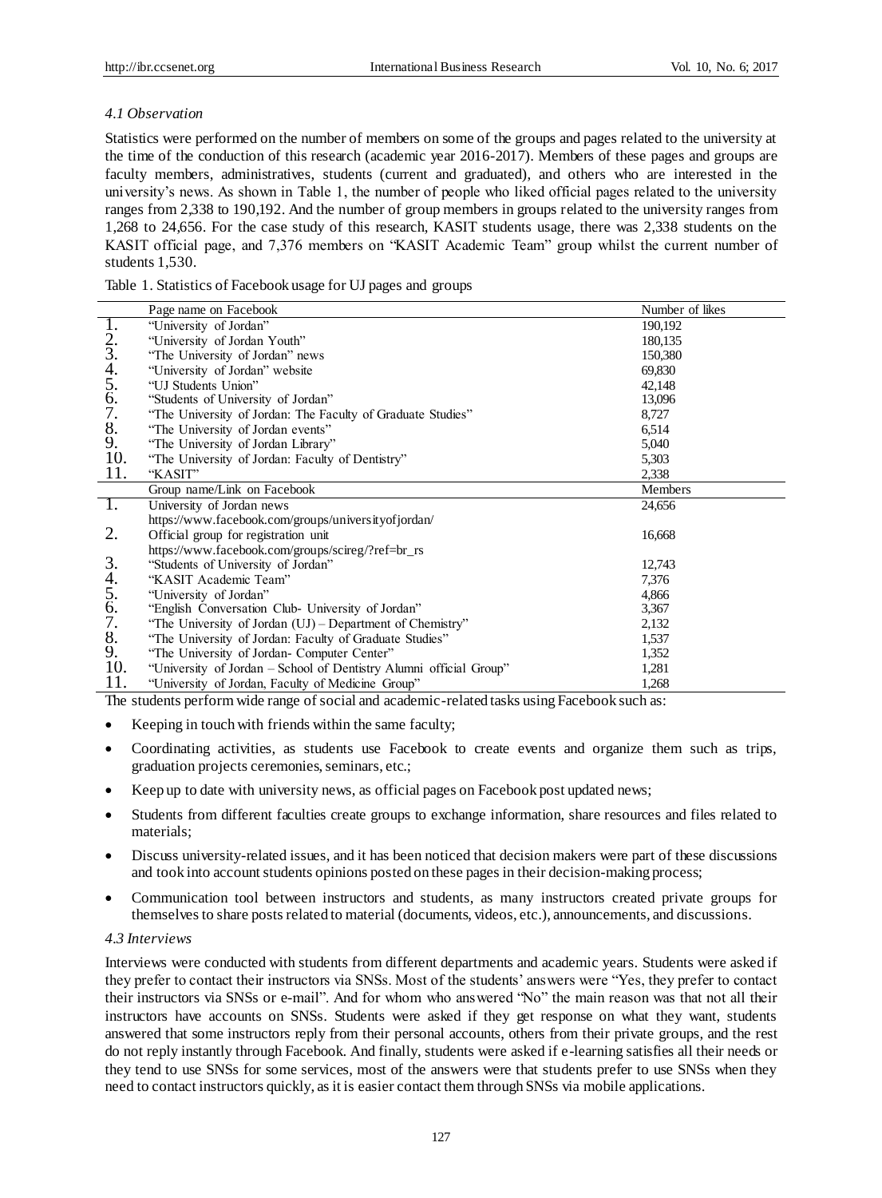### *4.1 Observation*

Statistics were performed on the number of members on some of the groups and pages related to the university at the time of the conduction of this research (academic year 2016-2017). Members of these pages and groups are faculty members, administratives, students (current and graduated), and others who are interested in the university's news. As shown in Table 1, the number of people who liked official pages related to the university ranges from 2,338 to 190,192. And the number of group members in groups related to the university ranges from 1,268 to 24,656. For the case study of this research, KASIT students usage, there was 2,338 students on the KASIT official page, and 7,376 members on "KASIT Academic Team" group whilst the current number of students 1,530.

Table 1. Statistics of Facebook usage for UJ pages and groups

| | Page name on Facebook | Number of likes |
|---|---|---|
| 1. | "University of Jordan" | 190,192 |
| 2. | "University of Jordan Youth" | 180,135 |
| 3. | "The University of Jordan" news | 150,380 |
| 4. | "University of Jordan" website | 69,830 |
| 5. | "UJ Students Union" | 42,148 |
| 6. | "Students of University of Jordan" | 13,096 |
| 7. | "The University of Jordan: The Faculty of Graduate Studies" | 8,727 |
| 8. | "The University of Jordan events" | 6,514 |
| 9. | "The University of Jordan Library" | 5,040 |
| 10. | "The University of Jordan: Faculty of Dentistry" | 5,303 |
| 11. | "KASIT" | 2,338 |
| | **Group name/Link on Facebook** | **Members** |
| 1. | University of Jordan news https://www.facebook.com/groups/universityofjordan/ | 24,656 |
| 2. | Official group for registration unit https://www.facebook.com/groups/scireg/?ref=br_rs | 16,668 |
| 3. | "Students of University of Jordan" | 12,743 |
| 4. | "KASIT Academic Team" | 7,376 |
| 5. | "University of Jordan" | 4,866 |
| 6. | "English Conversation Club- University of Jordan" | 3,367 |
| 7. | "The University of Jordan (UJ) – Department of Chemistry" | 2,132 |
| 8. | "The University of Jordan: Faculty of Graduate Studies" | 1,537 |
| 9. | "The University of Jordan- Computer Center" | 1,352 |
| 10. | "University of Jordan – School of Dentistry Alumni official Group" | 1,281 |
| 11. | "University of Jordan, Faculty of Medicine Group" | 1,268 |

The students perform wide range of social and academic-related tasks using Facebook such as:

- Keeping in touch with friends within the same faculty;
- Coordinating activities, as students use Facebook to create events and organize them such as trips, graduation projects ceremonies, seminars, etc.;
- Keep up to date with university news, as official pages on Facebook post updated news;
- Students from different faculties create groups to exchange information, share resources and files related to materials;
- Discuss university-related issues, and it has been noticed that decision makers were part of these discussions and took into account students opinions posted on these pages in their decision-making process;
- Communication tool between instructors and students, as many instructors created private groups for themselves to share posts related to material (documents, videos, etc.), announcements, and discussions.

### *4.3 Interviews*

Interviews were conducted with students from different departments and academic years. Students were asked if they prefer to contact their instructors via SNSs. Most of the students' answers were "Yes, they prefer to contact their instructors via SNSs or e-mail". And for whom who answered "No" the main reason was that not all their instructors have accounts on SNSs. Students were asked if they get response on what they want, students answered that some instructors reply from their personal accounts, others from their private groups, and the rest do not reply instantly through Facebook. And finally, students were asked if e-learning satisfies all their needs or they tend to use SNSs for some services, most of the answers were that students prefer to use SNSs when they need to contact instructors quickly, as it is easier contact them through SNSs via mobile applications.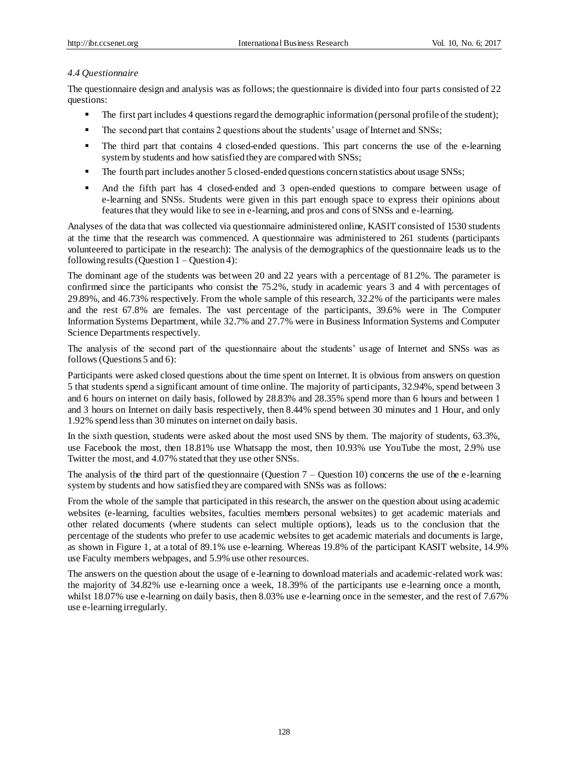### *4.4 Questionnaire*

The questionnaire design and analysis was as follows; the questionnaire is divided into four parts consisted of 22 questions:

- The first part includes 4 questions regard the demographic information (personal profile of the student);
- The second part that contains 2 questions about the students' usage of Internet and SNSs;
- The third part that contains 4 closed-ended questions. This part concerns the use of the e-learning system by students and how satisfied they are compared with SNSs;
- The fourth part includes another 5 closed-ended questions concern statistics about usage SNSs;
- And the fifth part has 4 closed-ended and 3 open-ended questions to compare between usage of e-learning and SNSs. Students were given in this part enough space to express their opinions about features that they would like to see in e-learning, and pros and cons of SNSs and e-learning.

Analyses of the data that was collected via questionnaire administered online, KASIT consisted of 1530 students at the time that the research was commenced. A questionnaire was administered to 261 students (participants volunteered to participate in the research): The analysis of the demographics of the questionnaire leads us to the following results (Question 1 – Question 4):

The dominant age of the students was between 20 and 22 years with a percentage of 81.2%. The parameter is confirmed since the participants who consist the 75.2%, study in academic years 3 and 4 with percentages of 29.89%, and 46.73% respectively. From the whole sample of this research, 32.2% of the participants were males and the rest 67.8% are females. The vast percentage of the participants, 39.6% were in The Computer Information Systems Department, while 32.7% and 27.7% were in Business Information Systems and Computer Science Departments respectively.

The analysis of the second part of the questionnaire about the students' usage of Internet and SNSs was as follows (Questions 5 and 6):

Participants were asked closed questions about the time spent on Internet. It is obvious from answers on question 5 that students spend a significant amount of time online. The majority of participants, 32.94%, spend between 3 and 6 hours on internet on daily basis, followed by 28.83% and 28.35% spend more than 6 hours and between 1 and 3 hours on Internet on daily basis respectively, then 8.44% spend between 30 minutes and 1 Hour, and only 1.92% spend less than 30 minutes on internet on daily basis.

In the sixth question, students were asked about the most used SNS by them. The majority of students, 63.3%, use Facebook the most, then 18.81% use Whatsapp the most, then 10.93% use YouTube the most, 2.9% use Twitter the most, and 4.07% stated that they use other SNSs.

The analysis of the third part of the questionnaire (Question 7 – Question 10) concerns the use of the e-learning system by students and how satisfied they are compared with SNSs was as follows:

From the whole of the sample that participated in this research, the answer on the question about using academic websites (e-learning, faculties websites, faculties members personal websites) to get academic materials and other related documents (where students can select multiple options), leads us to the conclusion that the percentage of the students who prefer to use academic websites to get academic materials and documents is large, as shown in Figure 1, at a total of 89.1% use e-learning. Whereas 19.8% of the participant KASIT website, 14.9% use Faculty members webpages, and 5.9% use other resources.

The answers on the question about the usage of e-learning to download materials and academic-related work was: the majority of 34.82% use e-learning once a week, 18.39% of the participants use e-learning once a month, whilst 18.07% use e-learning on daily basis, then 8.03% use e-learning once in the semester, and the rest of 7.67% use e-learning irregularly.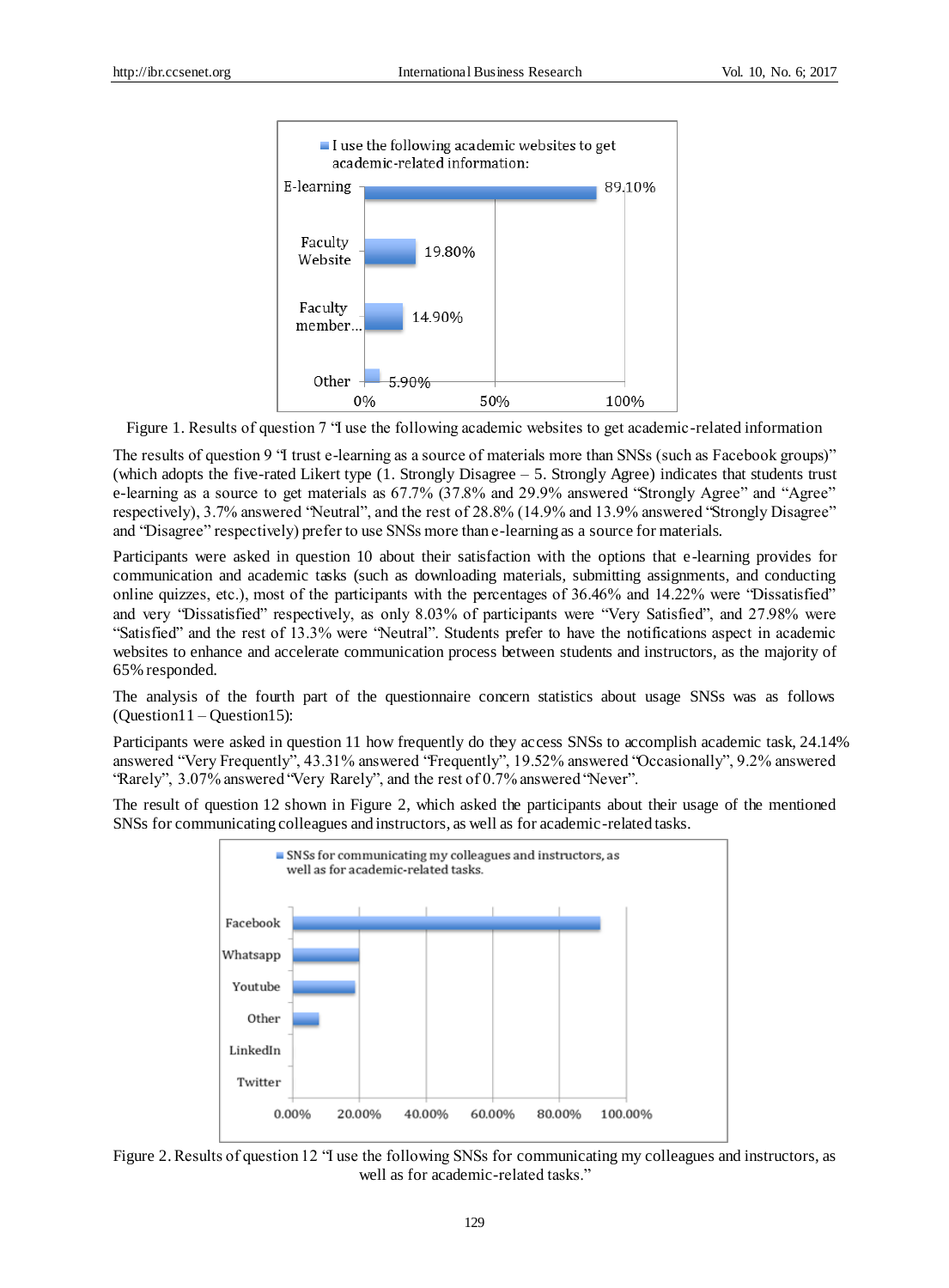Figure 1. Results of question 7 "I use the following academic websites to get academic-related information

The results of question 9 "I trust e-learning as a source of materials more than SNSs (such as Facebook groups)" (which adopts the five-rated Likert type (1. Strongly Disagree – 5. Strongly Agree) indicates that students trust e-learning as a source to get materials as 67.7% (37.8% and 29.9% answered "Strongly Agree" and "Agree" respectively), 3.7% answered "Neutral", and the rest of 28.8% (14.9% and 13.9% answered "Strongly Disagree" and "Disagree" respectively) prefer to use SNSs more than e-learning as a source for materials.

Participants were asked in question 10 about their satisfaction with the options that e-learning provides for communication and academic tasks (such as downloading materials, submitting assignments, and conducting online quizzes, etc.), most of the participants with the percentages of 36.46% and 14.22% were "Dissatisfied" and very "Dissatisfied" respectively, as only 8.03% of participants were "Very Satisfied", and 27.98% were "Satisfied" and the rest of 13.3% were "Neutral". Students prefer to have the notifications aspect in academic websites to enhance and accelerate communication process between students and instructors, as the majority of 65% responded.

The analysis of the fourth part of the questionnaire concern statistics about usage SNSs was as follows (Question11 – Question15):

Participants were asked in question 11 how frequently do they access SNSs to accomplish academic task, 24.14% answered "Very Frequently", 43.31% answered "Frequently", 19.52% answered "Occasionally", 9.2% answered "Rarely", 3.07% answered "Very Rarely", and the rest of 0.7% answered "Never".

The result of question 12 shown in Figure 2, which asked the participants about their usage of the mentioned SNSs for communicating colleagues and instructors, as well as for academic-related tasks.

Figure 2. Results of question 12 "I use the following SNSs for communicating my colleagues and instructors, as well as for academic-related tasks."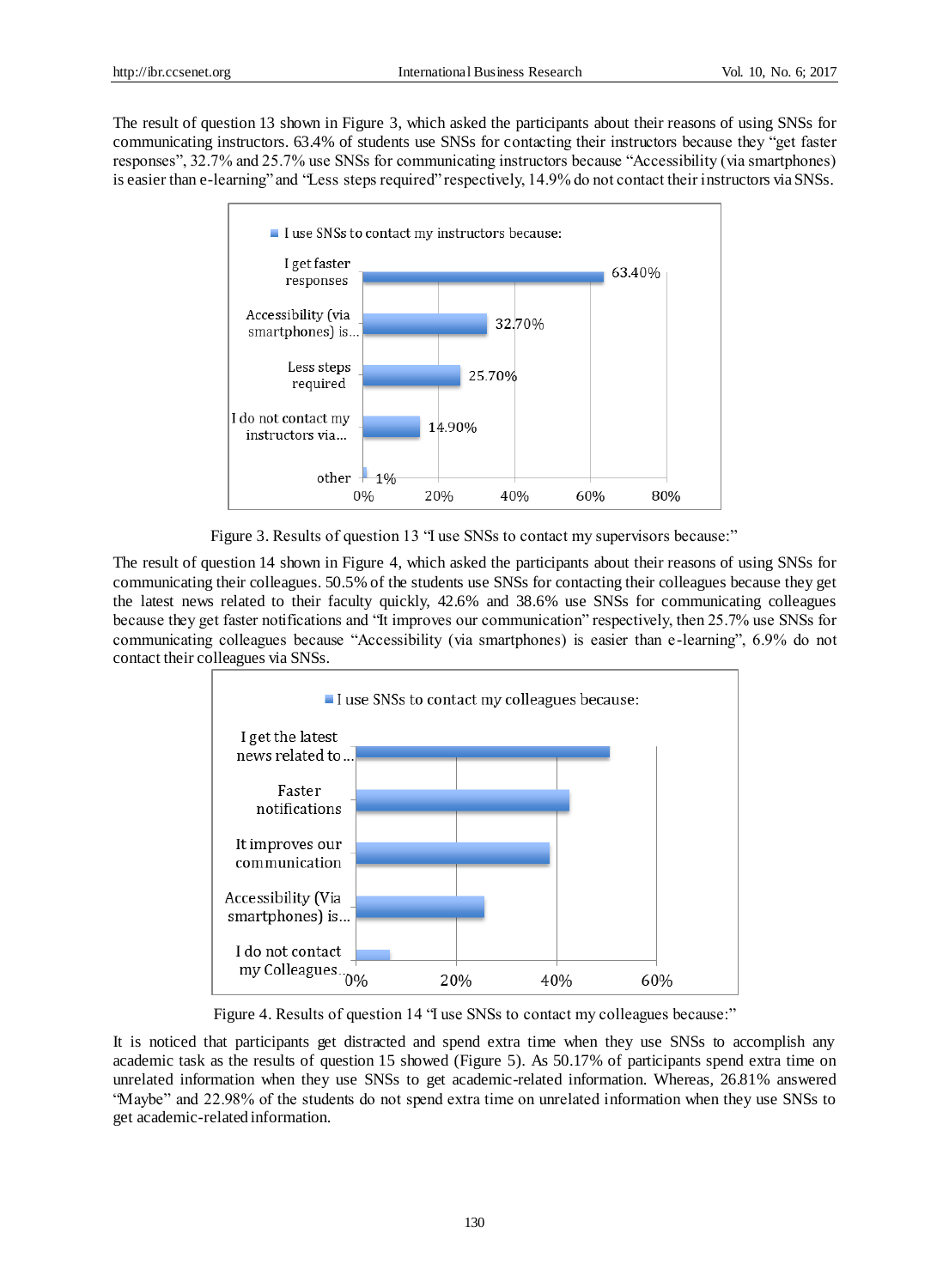The result of question 13 shown in Figure 3, which asked the participants about their reasons of using SNSs for communicating instructors. 63.4% of students use SNSs for contacting their instructors because they "get faster responses", 32.7% and 25.7% use SNSs for communicating instructors because "Accessibility (via smartphones) is easier than e-learning" and "Less steps required" respectively, 14.9% do not contact their instructors via SNSs.

Figure 3. Results of question 13 "I use SNSs to contact my supervisors because:"

The result of question 14 shown in Figure 4, which asked the participants about their reasons of using SNSs for communicating their colleagues. 50.5% of the students use SNSs for contacting their colleagues because they get the latest news related to their faculty quickly, 42.6% and 38.6% use SNSs for communicating colleagues because they get faster notifications and "It improves our communication" respectively, then 25.7% use SNSs for communicating colleagues because "Accessibility (via smartphones) is easier than e-learning", 6.9% do not contact their colleagues via SNSs.

Figure 4. Results of question 14 "I use SNSs to contact my colleagues because:"

It is noticed that participants get distracted and spend extra time when they use SNSs to accomplish any academic task as the results of question 15 showed (Figure 5). As 50.17% of participants spend extra time on unrelated information when they use SNSs to get academic-related information. Whereas, 26.81% answered "Maybe" and 22.98% of the students do not spend extra time on unrelated information when they use SNSs to get academic-related information.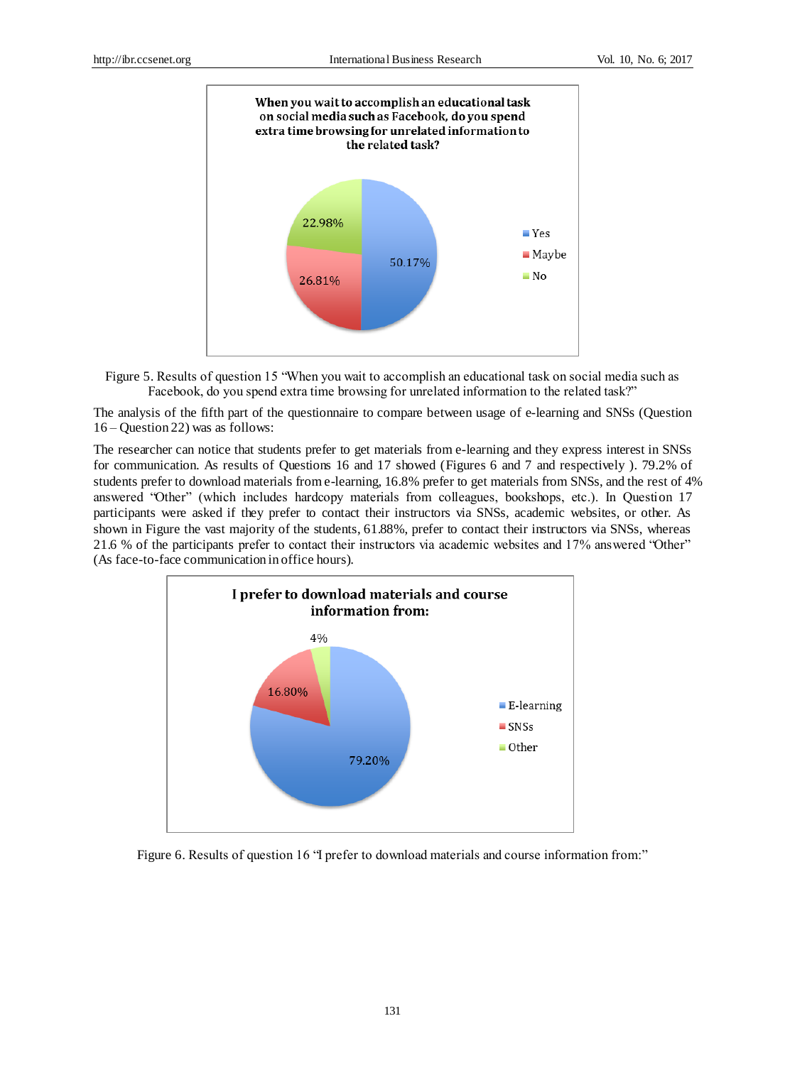Figure 5. Results of question 15 "When you wait to accomplish an educational task on social media such as Facebook, do you spend extra time browsing for unrelated information to the related task?"

The analysis of the fifth part of the questionnaire to compare between usage of e-learning and SNSs (Question 16 – Question 22) was as follows:

The researcher can notice that students prefer to get materials from e-learning and they express interest in SNSs for communication. As results of Questions 16 and 17 showed (Figures 6 and 7 and respectively ). 79.2% of students prefer to download materials from e-learning, 16.8% prefer to get materials from SNSs, and the rest of 4% answered "Other" (which includes hardcopy materials from colleagues, bookshops, etc.). In Question 17 participants were asked if they prefer to contact their instructors via SNSs, academic websites, or other. As shown in Figure the vast majority of the students, 61.88%, prefer to contact their instructors via SNSs, whereas 21.6 % of the participants prefer to contact their instructors via academic websites and 17% answered "Other" (As face-to-face communication in office hours).

Figure 6. Results of question 16 "I prefer to download materials and course information from:"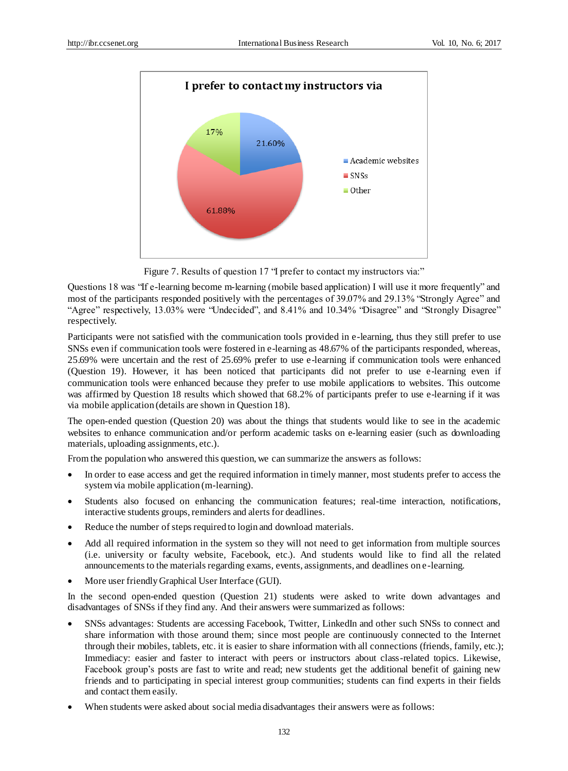I prefer to contact my instructors via

17%

21.60%

61.88%

Academic websites

SNSs

Other

Figure 7. Results of question 17 "I prefer to contact my instructors via:"

Questions 18 was "If e-learning become m-learning (mobile based application) I will use it more frequently" and most of the participants responded positively with the percentages of 39.07% and 29.13% "Strongly Agree" and "Agree" respectively, 13.03% were "Undecided", and 8.41% and 10.34% "Disagree" and "Strongly Disagree" respectively.

Participants were not satisfied with the communication tools provided in e-learning, thus they still prefer to use SNSs even if communication tools were fostered in e-learning as 48.67% of the participants responded, whereas, 25.69% were uncertain and the rest of 25.69% prefer to use e-learning if communication tools were enhanced (Question 19). However, it has been noticed that participants did not prefer to use e-learning even if communication tools were enhanced because they prefer to use mobile applications to websites. This outcome was affirmed by Question 18 results which showed that 68.2% of participants prefer to use e-learning if it was via mobile application (details are shown in Question 18).

The open-ended question (Question 20) was about the things that students would like to see in the academic websites to enhance communication and/or perform academic tasks on e-learning easier (such as downloading materials, uploading assignments, etc.).

From the population who answered this question, we can summarize the answers as follows:

- In order to ease access and get the required information in timely manner, most students prefer to access the system via mobile application (m-learning).
- Students also focused on enhancing the communication features; real-time interaction, notifications, interactive students groups, reminders and alerts for deadlines.
- Reduce the number of steps required to login and download materials.
- Add all required information in the system so they will not need to get information from multiple sources (i.e. university or faculty website, Facebook, etc.). And students would like to find all the related announcements to the materials regarding exams, events, assignments, and deadlines on e-learning.
- More user friendly Graphical User Interface (GUI).

In the second open-ended question (Question 21) students were asked to write down advantages and disadvantages of SNSs if they find any. And their answers were summarized as follows:

- SNSs advantages: Students are accessing Facebook, Twitter, LinkedIn and other such SNSs to connect and share information with those around them; since most people are continuously connected to the Internet through their mobiles, tablets, etc. it is easier to share information with all connections (friends, family, etc.); Immediacy: easier and faster to interact with peers or instructors about class-related topics. Likewise, Facebook group's posts are fast to write and read; new students get the additional benefit of gaining new friends and to participating in special interest group communities; students can find experts in their fields and contact them easily.
- When students were asked about social media disadvantages their answers were as follows: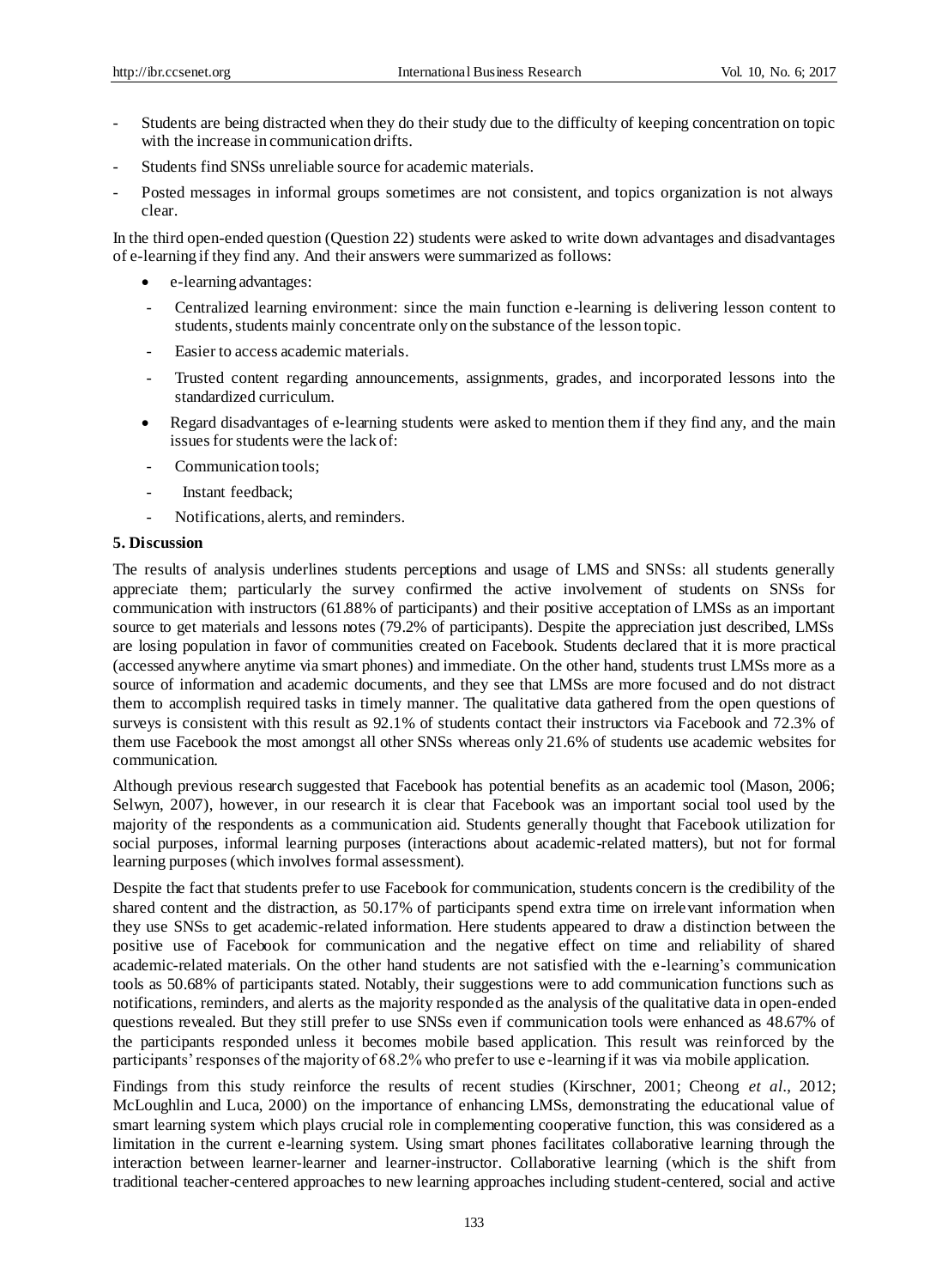- Students are being distracted when they do their study due to the difficulty of keeping concentration on topic with the increase in communication drifts.
- Students find SNSs unreliable source for academic materials.
- Posted messages in informal groups sometimes are not consistent, and topics organization is not always clear.

In the third open-ended question (Question 22) students were asked to write down advantages and disadvantages of e-learning if they find any. And their answers were summarized as follows:

- e-learning advantages:
  - Centralized learning environment: since the main function e-learning is delivering lesson content to students, students mainly concentrate only on the substance of the lesson topic.
  - Easier to access academic materials.
  - Trusted content regarding announcements, assignments, grades, and incorporated lessons into the standardized curriculum.
- Regard disadvantages of e-learning students were asked to mention them if they find any, and the main issues for students were the lack of:
  - Communication tools;
  - Instant feedback;
  - Notifications, alerts, and reminders.

## 5. Discussion

The results of analysis underlines students perceptions and usage of LMS and SNSs: all students generally appreciate them; particularly the survey confirmed the active involvement of students on SNSs for communication with instructors (61.88% of participants) and their positive acceptation of LMSs as an important source to get materials and lessons notes (79.2% of participants). Despite the appreciation just described, LMSs are losing population in favor of communities created on Facebook. Students declared that it is more practical (accessed anywhere anytime via smart phones) and immediate. On the other hand, students trust LMSs more as a source of information and academic documents, and they see that LMSs are more focused and do not distract them to accomplish required tasks in timely manner. The qualitative data gathered from the open questions of surveys is consistent with this result as 92.1% of students contact their instructors via Facebook and 72.3% of them use Facebook the most amongst all other SNSs whereas only 21.6% of students use academic websites for communication.

Although previous research suggested that Facebook has potential benefits as an academic tool (Mason, 2006; Selwyn, 2007), however, in our research it is clear that Facebook was an important social tool used by the majority of the respondents as a communication aid. Students generally thought that Facebook utilization for social purposes, informal learning purposes (interactions about academic-related matters), but not for formal learning purposes (which involves formal assessment).

Despite the fact that students prefer to use Facebook for communication, students concern is the credibility of the shared content and the distraction, as 50.17% of participants spend extra time on irrelevant information when they use SNSs to get academic-related information. Here students appeared to draw a distinction between the positive use of Facebook for communication and the negative effect on time and reliability of shared academic-related materials. On the other hand students are not satisfied with the e-learning's communication tools as 50.68% of participants stated. Notably, their suggestions were to add communication functions such as notifications, reminders, and alerts as the majority responded as the analysis of the qualitative data in open-ended questions revealed. But they still prefer to use SNSs even if communication tools were enhanced as 48.67% of the participants responded unless it becomes mobile based application. This result was reinforced by the participants' responses of the majority of 68.2% who prefer to use e-learning if it was via mobile application.

Findings from this study reinforce the results of recent studies (Kirschner, 2001; Cheong *et al*., 2012; McLoughlin and Luca, 2000) on the importance of enhancing LMSs, demonstrating the educational value of smart learning system which plays crucial role in complementing cooperative function, this was considered as a limitation in the current e-learning system. Using smart phones facilitates collaborative learning through the interaction between learner-learner and learner-instructor. Collaborative learning (which is the shift from traditional teacher-centered approaches to new learning approaches including student-centered, social and active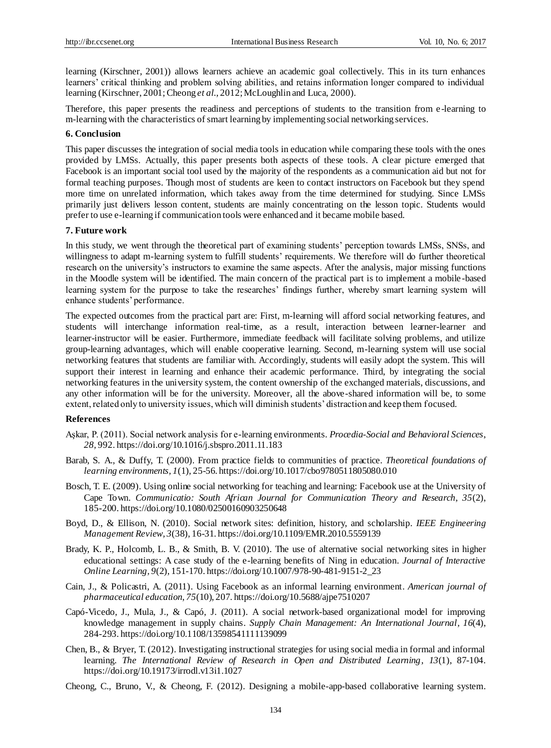learning (Kirschner, 2001)) allows learners achieve an academic goal collectively. This in its turn enhances learners' critical thinking and problem solving abilities, and retains information longer compared to individual learning (Kirschner, 2001; Cheong *et al.*, 2012; McLoughlin and Luca, 2000).

Therefore, this paper presents the readiness and perceptions of students to the transition from e-learning to m-learning with the characteristics of smart learning by implementing social networking services.

## 6. Conclusion

This paper discusses the integration of social media tools in education while comparing these tools with the ones provided by LMSs. Actually, this paper presents both aspects of these tools. A clear picture emerged that Facebook is an important social tool used by the majority of the respondents as a communication aid but not for formal teaching purposes. Though most of students are keen to contact instructors on Facebook but they spend more time on unrelated information, which takes away from the time determined for studying. Since LMSs primarily just delivers lesson content, students are mainly concentrating on the lesson topic. Students would prefer to use e-learning if communication tools were enhanced and it became mobile based.

## 7. Future work

In this study, we went through the theoretical part of examining students' perception towards LMSs, SNSs, and willingness to adapt m-learning system to fulfill students' requirements. We therefore will do further theoretical research on the university's instructors to examine the same aspects. After the analysis, major missing functions in the Moodle system will be identified. The main concern of the practical part is to implement a mobile-based learning system for the purpose to take the researches' findings further, whereby smart learning system will enhance students' performance.

The expected outcomes from the practical part are: First, m-learning will afford social networking features, and students will interchange information real-time, as a result, interaction between learner-learner and learner-instructor will be easier. Furthermore, immediate feedback will facilitate solving problems, and utilize group-learning advantages, which will enable cooperative learning. Second, m-learning system will use social networking features that students are familiar with. Accordingly, students will easily adopt the system. This will support their interest in learning and enhance their academic performance. Third, by integrating the social networking features in the university system, the content ownership of the exchanged materials, discussions, and any other information will be for the university. Moreover, all the above-shared information will be, to some extent, related only to university issues, which will diminish students' distraction and keep them focused.

## References

Aşkar, P. (2011). Social network analysis for e-learning environments. *Procedia-Social and Behavioral Sciences, 28,* 992. https://doi.org/10.1016/j.sbspro.2011.11.183

Barab, S. A., & Duffy, T. (2000). From practice fields to communities of practice. *Theoretical foundations of learning environments, 1*(1), 25-56. https://doi.org/10.1017/cbo9780511805080.010

Bosch, T. E. (2009). Using online social networking for teaching and learning: Facebook use at the University of Cape Town. *Communicatio: South African Journal for Communication Theory and Research, 35*(2), 185-200. https://doi.org/10.1080/02500160903250648

Boyd, D., & Ellison, N. (2010). Social network sites: definition, history, and scholarship. *IEEE Engineering Management Review, 3*(38), 16-31. https://doi.org/10.1109/EMR.2010.5559139

Brady, K. P., Holcomb, L. B., & Smith, B. V. (2010). The use of alternative social networking sites in higher educational settings: A case study of the e-learning benefits of Ning in education. *Journal of Interactive Online Learning, 9*(2), 151-170. https://doi.org/10.1007/978-90-481-9151-2_23

Cain, J., & Policastri, A. (2011). Using Facebook as an informal learning environment. *American journal of pharmaceutical education, 75*(10), 207. https://doi.org/10.5688/ajpe7510207

Capó-Vicedo, J., Mula, J., & Capó, J. (2011). A social network-based organizational model for improving knowledge management in supply chains. *Supply Chain Management: An International Journal, 16*(4), 284-293. https://doi.org/10.1108/13598541111139099

Chen, B., & Bryer, T. (2012). Investigating instructional strategies for using social media in formal and informal learning. *The International Review of Research in Open and Distributed Learning, 13*(1), 87-104. https://doi.org/10.19173/irrodl.v13i1.1027

Cheong, C., Bruno, V., & Cheong, F. (2012). Designing a mobile-app-based collaborative learning system.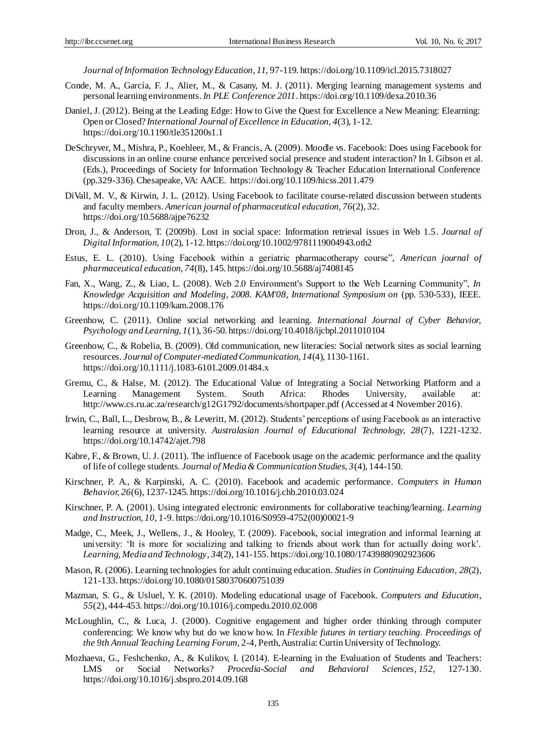*Journal of Information Technology Education, 11,* 97-119. https://doi.org/10.1109/icl.2015.7318027

Conde, M. A., García, F. J., Alier, M., & Casany, M. J. (2011). Merging learning management systems and personal learning environments. *In PLE Conference 2011*. https://doi.org/10.1109/dexa.2010.36

Daniel, J. (2012). Being at the Leading Edge: How to Give the Quest for Excellence a New Meaning: Elearning: Open or Closed? *International Journal of Excellence in Education, 4*(3), 1-12. https://doi.org/10.1190/tle351200s1.1

DeSchryver, M., Mishra, P., Koehleer, M., & Francis, A. (2009). Moodle vs. Facebook: Does using Facebook for discussions in an online course enhance perceived social presence and student interaction? In I. Gibson et al. (Eds.), Proceedings of Society for Information Technology & Teacher Education International Conference (pp.329-336). Chesapeake, VA: AACE. https://doi.org/10.1109/hicss.2011.479

DiVall, M. V., & Kirwin, J. L. (2012). Using Facebook to facilitate course-related discussion between students and faculty members. *American journal of pharmaceutical education, 76*(2), 32. https://doi.org/10.5688/ajpe76232

Dron, J., & Anderson, T. (2009b). Lost in social space: Information retrieval issues in Web 1.5. *Journal of Digital Information, 10*(2), 1-12. https://doi.org/10.1002/9781119004943.oth2

Estus, E. L. (2010). Using Facebook within a geriatric pharmacotherapy course", *American journal of pharmaceutical education, 74*(8), 145. https://doi.org/10.5688/aj7408145

Fan, X., Wang, Z., & Liao, L. (2008). Web 2.0 Environment's Support to the Web Learning Community", *In Knowledge Acquisition and Modeling, 2008. KAM'08, International Symposium on* (pp. 530-533), IEEE. https://doi.org/10.1109/kam.2008.176

Greenhow, C. (2011). Online social networking and learning. *International Journal of Cyber Behavior, Psychology and Learning, 1*(1), 36-50. https://doi.org/10.4018/ijcbpl.2011010104

Greenhow, C., & Robelia, B. (2009). Old communication, new literacies: Social network sites as social learning resources. *Journal of Computer-mediated Communication, 14*(4), 1130-1161. https://doi.org/10.1111/j.1083-6101.2009.01484.x

Gremu, C., & Halse, M. (2012). The Educational Value of Integrating a Social Networking Platform and a Learning Management System. South Africa: Rhodes University, available at: http://www.cs.ru.ac.za/research/g12G1792/documents/shortpaper.pdf (Accessed at 4 November 2016).

Irwin, C., Ball, L., Desbrow, B., & Leveritt, M. (2012). Students' perceptions of using Facebook as an interactive learning resource at university. *Australasian Journal of Educational Technology, 28*(7), 1221-1232. https://doi.org/10.14742/ajet.798

Kabre, F., & Brown, U. J. (2011). The influence of Facebook usage on the academic performance and the quality of life of college students. *Journal of Media & Communication Studies, 3*(4), 144-150.

Kirschner, P. A., & Karpinski, A. C. (2010). Facebook and academic performance. *Computers in Human Behavior, 26*(6), 1237-1245. https://doi.org/10.1016/j.chb.2010.03.024

Kirschner, P. A. (2001). Using integrated electronic environments for collaborative teaching/learning. *Learning and Instruction, 10,* 1-9. https://doi.org/10.1016/S0959-4752(00)00021-9

Madge, C., Meek, J., Wellens, J., & Hooley, T. (2009). Facebook, social integration and informal learning at university: 'It is more for socializing and talking to friends about work than for actually doing work'. *Learning, Media and Technology, 34*(2), 141-155. https://doi.org/10.1080/17439880902923606

Mason, R. (2006). Learning technologies for adult continuing education. *Studies in Continuing Education, 28*(2), 121-133. https://doi.org/10.1080/01580370600751039

Mazman, S. G., & Usluel, Y. K. (2010). Modeling educational usage of Facebook. *Computers and Education, 55*(2), 444-453. https://doi.org/10.1016/j.compedu.2010.02.008

McLoughlin, C., & Luca, J. (2000). Cognitive engagement and higher order thinking through computer conferencing: We know why but do we know how. In *Flexible futures in tertiary teaching. Proceedings of the 9th Annual Teaching Learning Forum*, 2-4, Perth, Australia: Curtin University of Technology.

Mozhaeva, G., Feshchenko, A., & Kulikov, I. (2014). E-learning in the Evaluation of Students and Teachers: LMS or Social Networks? *Procedia-Social and Behavioral Sciences, 152,* 127-130. https://doi.org/10.1016/j.sbspro.2014.09.168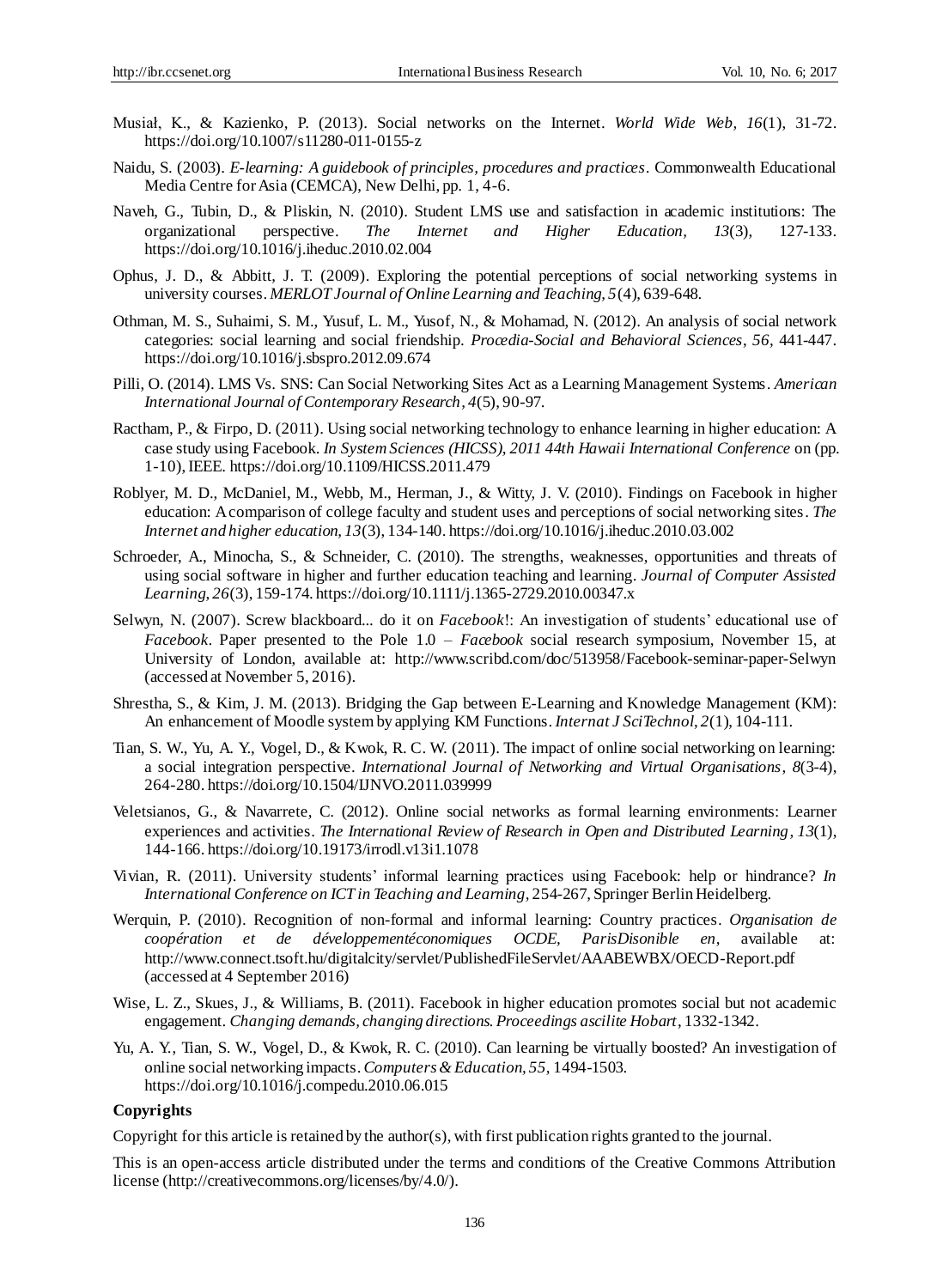Musiał, K., & Kazienko, P. (2013). Social networks on the Internet. *World Wide Web, 16*(1), 31-72. https://doi.org/10.1007/s11280-011-0155-z

Naidu, S. (2003). *E-learning: A guidebook of principles, procedures and practices*. Commonwealth Educational Media Centre for Asia (CEMCA), New Delhi, pp. 1, 4-6.

Naveh, G., Tubin, D., & Pliskin, N. (2010). Student LMS use and satisfaction in academic institutions: The organizational perspective. *The Internet and Higher Education, 13*(3), 127-133. https://doi.org/10.1016/j.iheduc.2010.02.004

Ophus, J. D., & Abbitt, J. T. (2009). Exploring the potential perceptions of social networking systems in university courses. *MERLOT Journal of Online Learning and Teaching, 5*(4), 639-648.

Othman, M. S., Suhaimi, S. M., Yusuf, L. M., Yusof, N., & Mohamad, N. (2012). An analysis of social network categories: social learning and social friendship. *Procedia-Social and Behavioral Sciences, 56*, 441-447. https://doi.org/10.1016/j.sbspro.2012.09.674

Pilli, O. (2014). LMS Vs. SNS: Can Social Networking Sites Act as a Learning Management Systems. *American International Journal of Contemporary Research, 4*(5), 90-97.

Ractham, P., & Firpo, D. (2011). Using social networking technology to enhance learning in higher education: A case study using Facebook. *In System Sciences (HICSS), 2011 44th Hawaii International Conference* on (pp. 1-10), IEEE. https://doi.org/10.1109/HICSS.2011.479

Roblyer, M. D., McDaniel, M., Webb, M., Herman, J., & Witty, J. V. (2010). Findings on Facebook in higher education: A comparison of college faculty and student uses and perceptions of social networking sites. *The Internet and higher education, 13*(3), 134-140. https://doi.org/10.1016/j.iheduc.2010.03.002

Schroeder, A., Minocha, S., & Schneider, C. (2010). The strengths, weaknesses, opportunities and threats of using social software in higher and further education teaching and learning. *Journal of Computer Assisted Learning, 26*(3), 159-174. https://doi.org/10.1111/j.1365-2729.2010.00347.x

Selwyn, N. (2007). Screw blackboard... do it on *Facebook*!: An investigation of students' educational use of *Facebook*. Paper presented to the Pole 1.0 – *Facebook* social research symposium, November 15, at University of London, available at: http://www.scribd.com/doc/513958/Facebook-seminar-paper-Selwyn (accessed at November 5, 2016).

Shrestha, S., & Kim, J. M. (2013). Bridging the Gap between E-Learning and Knowledge Management (KM): An enhancement of Moodle system by applying KM Functions. *Internat J SciTechnol, 2*(1), 104-111.

Tian, S. W., Yu, A. Y., Vogel, D., & Kwok, R. C. W. (2011). The impact of online social networking on learning: a social integration perspective. *International Journal of Networking and Virtual Organisations, 8*(3-4), 264-280. https://doi.org/10.1504/IJNVO.2011.039999

Veletsianos, G., & Navarrete, C. (2012). Online social networks as formal learning environments: Learner experiences and activities. *The International Review of Research in Open and Distributed Learning, 13*(1), 144-166. https://doi.org/10.19173/irrodl.v13i1.1078

Vivian, R. (2011). University students' informal learning practices using Facebook: help or hindrance? *In International Conference on ICT in Teaching and Learning*, 254-267, Springer Berlin Heidelberg.

Werquin, P. (2010). Recognition of non-formal and informal learning: Country practices. *Organisation de coopération et de développementéconomiques OCDE, ParisDisonible en*, available at: http://www.connect.tsoft.hu/digitalcity/servlet/PublishedFileServlet/AAABEWBX/OECD-Report.pdf (accessed at 4 September 2016)

Wise, L. Z., Skues, J., & Williams, B. (2011). Facebook in higher education promotes social but not academic engagement. *Changing demands, changing directions. Proceedings ascilite Hobart*, 1332-1342.

Yu, A. Y., Tian, S. W., Vogel, D., & Kwok, R. C. (2010). Can learning be virtually boosted? An investigation of online social networking impacts. *Computers & Education, 55*, 1494-1503. https://doi.org/10.1016/j.compedu.2010.06.015

**Copyrights**

Copyright for this article is retained by the author(s), with first publication rights granted to the journal.

This is an open-access article distributed under the terms and conditions of the Creative Commons Attribution license (http://creativecommons.org/licenses/by/4.0/).